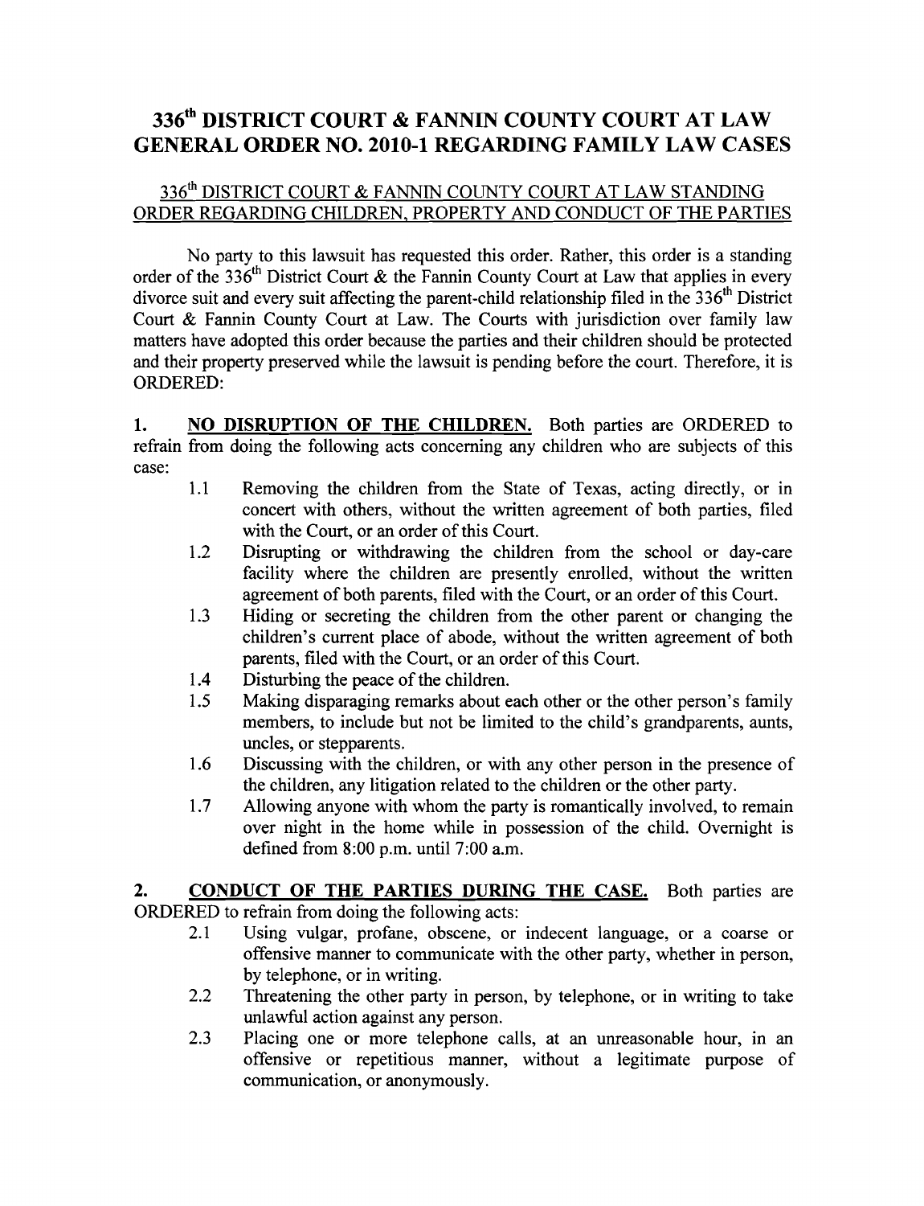# 336th DISTRICT COURT & FANNIN COUNTY COURT AT LAW GENERAL ORDER NO. 2010-1 REGARDING FAMILY LAW CASES

## 336th DISTRICT COURT & FANNIN COUNTY COURT AT LAW STANDING ORDER REGARDING CHILDREN, PROPERTY AND CONDUCT OF THE PARTIES

No party to this lawsuit has requested this order. Rather, this order is a standing order of the 336th District Court & the Fannin County Court at Law that applies in every divorce suit and every suit affecting the parent-child relationship filed in the 336th District Court & Fannin County Court at Law. The Courts with jurisdiction over family law matters have adopted this order because the parties and their children should be protected and their property preserved while the lawsuit is pending before the court. Therefore, it is ORDERED:

**1. NO DISRUPTION OF THE CHILDREN.** Both parties are ORDERED to refrain from doing the following acts concerning any children who are subjects of this case:

1.1 Removing the children from the State of Texas, acting directly, or in concert with others, without the written agreement of both parties, filed with the Court, or an order of this Court.

1.2 Disrupting or withdrawing the children from the school or day-care facility where the children are presently enrolled, without the written agreement of both parents, filed with the Court, or an order of this Court.

1.3 Hiding or secreting the children from the other parent or changing the children's current place of abode, without the written agreement of both parents, filed with the Court, or an order of this Court.

1.4 Disturbing the peace of the children.

1.5 Making disparaging remarks about each other or the other person's family members, to include but not be limited to the child's grandparents, aunts, uncles, or stepparents.

1.6 Discussing with the children, or with any other person in the presence of the children, any litigation related to the children or the other party.

1.7 Allowing anyone with whom the party is romantically involved, to remain over night in the home while in possession of the child. Overnight is defined from 8:00 p.m. until 7:00 a.m.

**2. CONDUCT OF THE PARTIES DURING THE CASE.** Both parties are ORDERED to refrain from doing the following acts:

2.1 Using vulgar, profane, obscene, or indecent language, or a coarse or offensive manner to communicate with the other party, whether in person, by telephone, or in writing.

2.2 Threatening the other party in person, by telephone, or in writing to take unlawful action against any person.

2.3 Placing one or more telephone calls, at an unreasonable hour, in an offensive or repetitious manner, without a legitimate purpose of communication, or anonymously.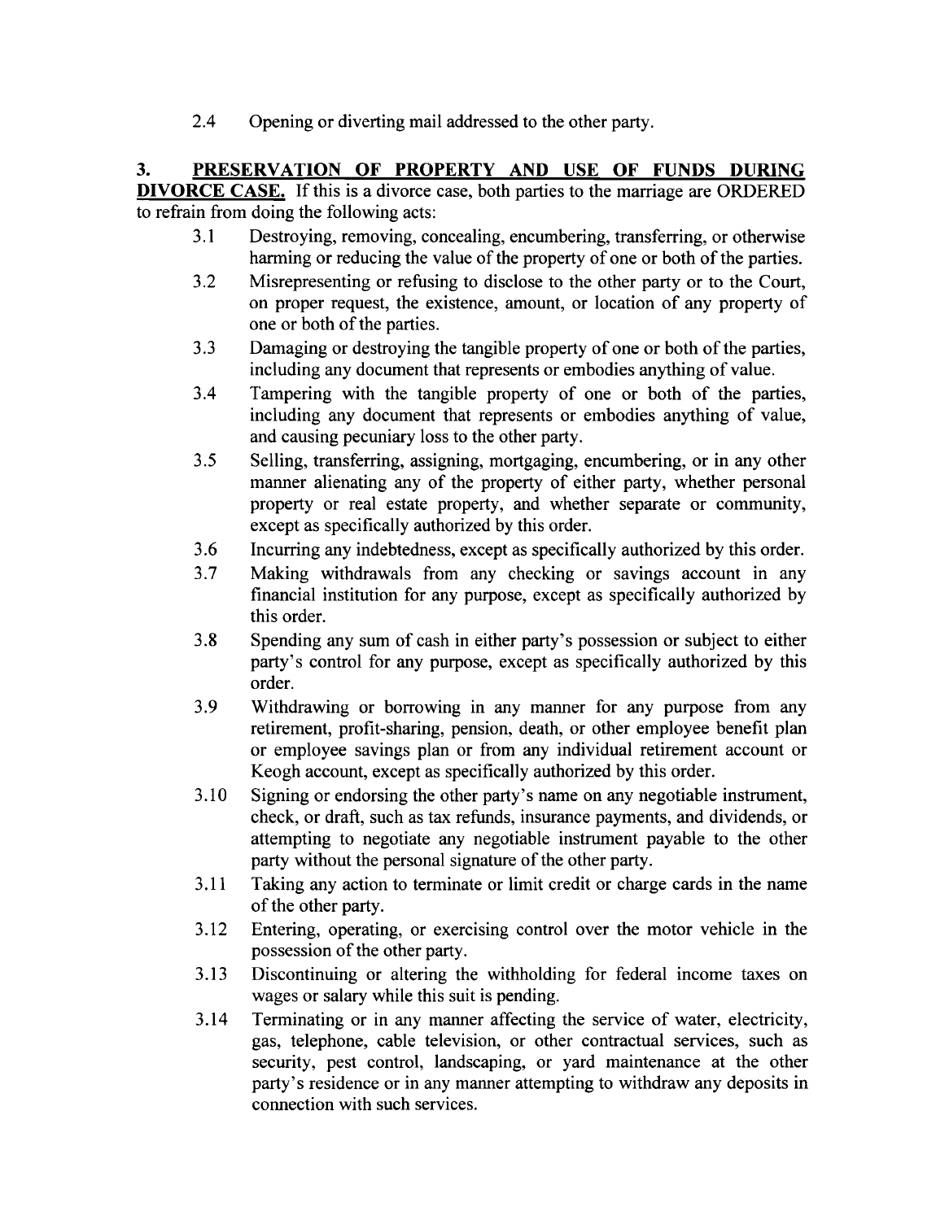2.4 Opening or diverting mail addressed to the other party.

**3. <u>PRESERVATION OF PROPERTY AND USE OF FUNDS DURING DIVORCE CASE.</u>** If this is a divorce case, both parties to the marriage are ORDERED to refrain from doing the following acts:

3.1 Destroying, removing, concealing, encumbering, transferring, or otherwise harming or reducing the value of the property of one or both of the parties.

3.2 Misrepresenting or refusing to disclose to the other party or to the Court, on proper request, the existence, amount, or location of any property of one or both of the parties.

3.3 Damaging or destroying the tangible property of one or both of the parties, including any document that represents or embodies anything of value.

3.4 Tampering with the tangible property of one or both of the parties, including any document that represents or embodies anything of value, and causing pecuniary loss to the other party.

3.5 Selling, transferring, assigning, mortgaging, encumbering, or in any other manner alienating any of the property of either party, whether personal property or real estate property, and whether separate or community, except as specifically authorized by this order.

3.6 Incurring any indebtedness, except as specifically authorized by this order.

3.7 Making withdrawals from any checking or savings account in any financial institution for any purpose, except as specifically authorized by this order.

3.8 Spending any sum of cash in either party's possession or subject to either party's control for any purpose, except as specifically authorized by this order.

3.9 Withdrawing or borrowing in any manner for any purpose from any retirement, profit-sharing, pension, death, or other employee benefit plan or employee savings plan or from any individual retirement account or Keogh account, except as specifically authorized by this order.

3.10 Signing or endorsing the other party's name on any negotiable instrument, check, or draft, such as tax refunds, insurance payments, and dividends, or attempting to negotiate any negotiable instrument payable to the other party without the personal signature of the other party.

3.11 Taking any action to terminate or limit credit or charge cards in the name of the other party.

3.12 Entering, operating, or exercising control over the motor vehicle in the possession of the other party.

3.13 Discontinuing or altering the withholding for federal income taxes on wages or salary while this suit is pending.

3.14 Terminating or in any manner affecting the service of water, electricity, gas, telephone, cable television, or other contractual services, such as security, pest control, landscaping, or yard maintenance at the other party's residence or in any manner attempting to withdraw any deposits in connection with such services.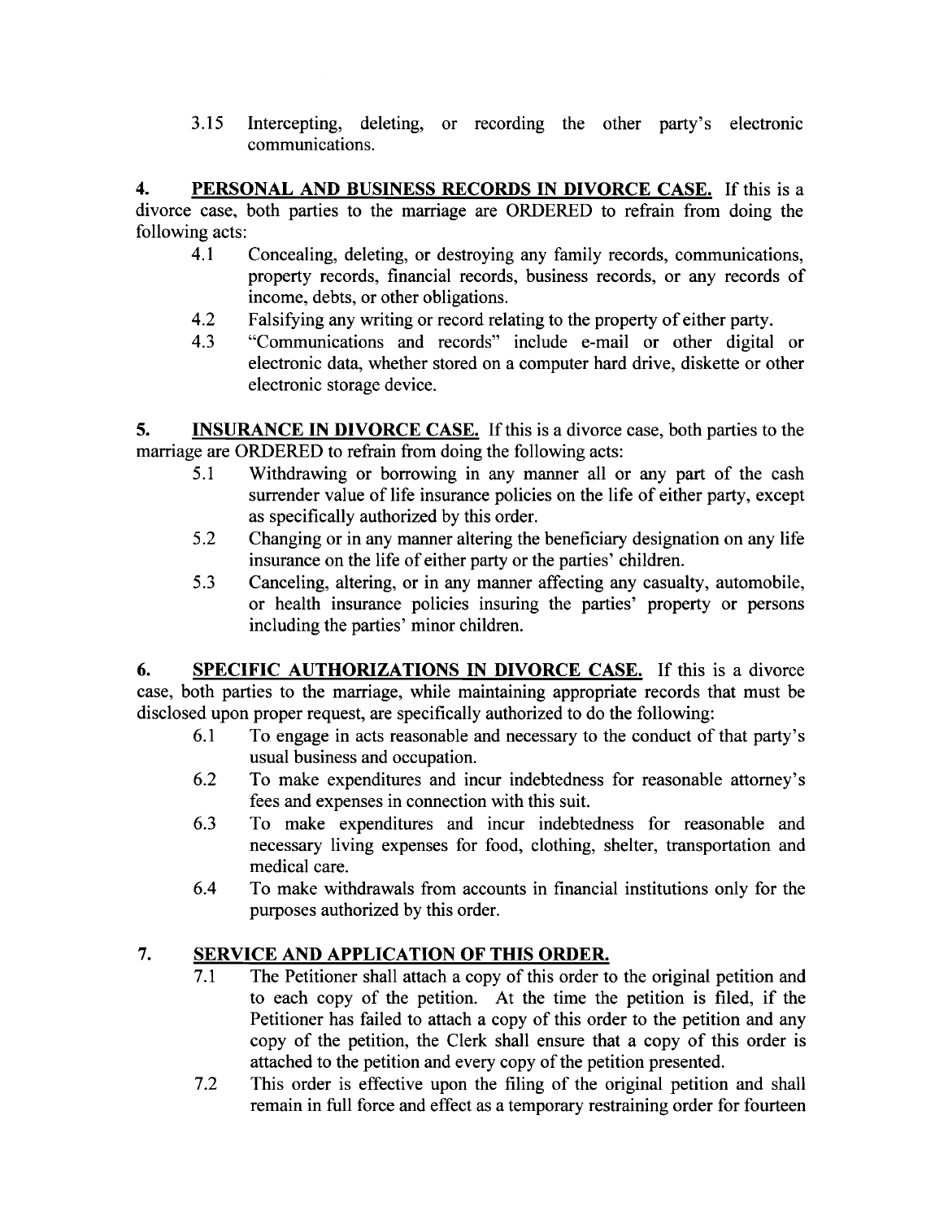3.15 Intercepting, deleting, or recording the other party's electronic communications.

**4. PERSONAL AND BUSINESS RECORDS IN DIVORCE CASE.** If this is a divorce case, both parties to the marriage are ORDERED to refrain from doing the following acts:

4.1 Concealing, deleting, or destroying any family records, communications, property records, financial records, business records, or any records of income, debts, or other obligations.

4.2 Falsifying any writing or record relating to the property of either party.

4.3 "Communications and records" include e-mail or other digital or electronic data, whether stored on a computer hard drive, diskette or other electronic storage device.

**5. INSURANCE IN DIVORCE CASE.** If this is a divorce case, both parties to the marriage are ORDERED to refrain from doing the following acts:

5.1 Withdrawing or borrowing in any manner all or any part of the cash surrender value of life insurance policies on the life of either party, except as specifically authorized by this order.

5.2 Changing or in any manner altering the beneficiary designation on any life insurance on the life of either party or the parties' children.

5.3 Canceling, altering, or in any manner affecting any casualty, automobile, or health insurance policies insuring the parties' property or persons including the parties' minor children.

**6. SPECIFIC AUTHORIZATIONS IN DIVORCE CASE.** If this is a divorce case, both parties to the marriage, while maintaining appropriate records that must be disclosed upon proper request, are specifically authorized to do the following:

6.1 To engage in acts reasonable and necessary to the conduct of that party's usual business and occupation.

6.2 To make expenditures and incur indebtedness for reasonable attorney's fees and expenses in connection with this suit.

6.3 To make expenditures and incur indebtedness for reasonable and necessary living expenses for food, clothing, shelter, transportation and medical care.

6.4 To make withdrawals from accounts in financial institutions only for the purposes authorized by this order.

**7. SERVICE AND APPLICATION OF THIS ORDER.**

7.1 The Petitioner shall attach a copy of this order to the original petition and to each copy of the petition. At the time the petition is filed, if the Petitioner has failed to attach a copy of this order to the petition and any copy of the petition, the Clerk shall ensure that a copy of this order is attached to the petition and every copy of the petition presented.

7.2 This order is effective upon the filing of the original petition and shall remain in full force and effect as a temporary restraining order for fourteen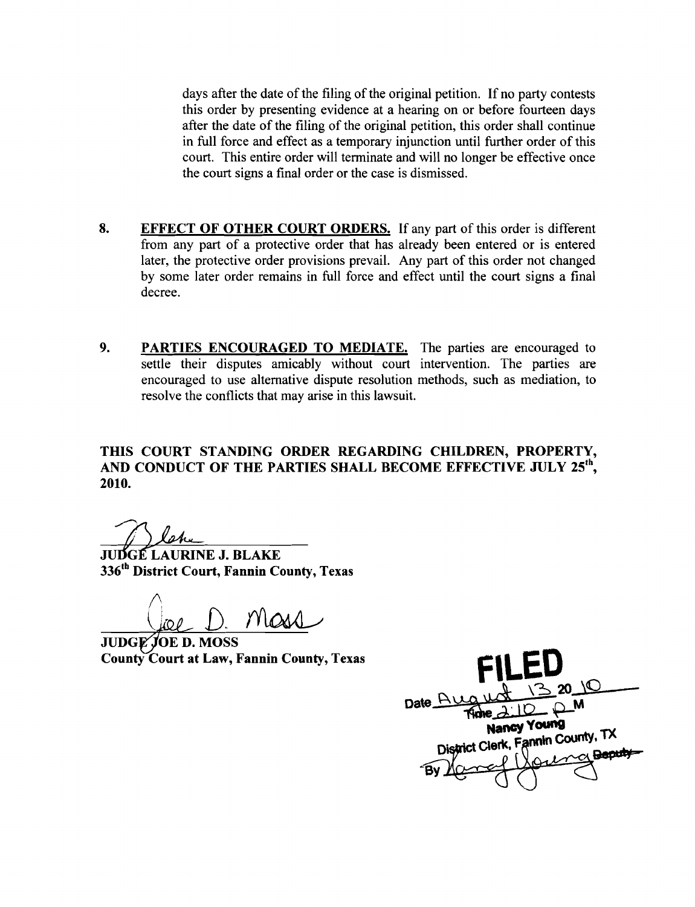days after the date of the filing of the original petition. If no party contests this order by presenting evidence at a hearing on or before fourteen days after the date of the filing of the original petition, this order shall continue in full force and effect as a temporary injunction until further order of this court. This entire order will terminate and will no longer be effective once the court signs a final order or the case is dismissed.

8. **EFFECT OF OTHER COURT ORDERS.** If any part of this order is different from any part of a protective order that has already been entered or is entered later, the protective order provisions prevail. Any part of this order not changed by some later order remains in full force and effect until the court signs a final decree.

9. **PARTIES ENCOURAGED TO MEDIATE.** The parties are encouraged to settle their disputes amicably without court intervention. The parties are encouraged to use alternative dispute resolution methods, such as mediation, to resolve the conflicts that may arise in this lawsuit.

**THIS COURT STANDING ORDER REGARDING CHILDREN, PROPERTY, AND CONDUCT OF THE PARTIES SHALL BECOME EFFECTIVE JULY 25th, 2010.**

**JUDGE LAURINE J. BLAKE**
**336th District Court, Fannin County, Texas**

**JUDGE JOE D. MOSS**
**County Court at Law, Fannin County, Texas**

**FILED**
Date August 13 20 10
Time 2:10 P M
Nancy Young
District Clerk, Fannin County, TX
By Nancy Young Deputy